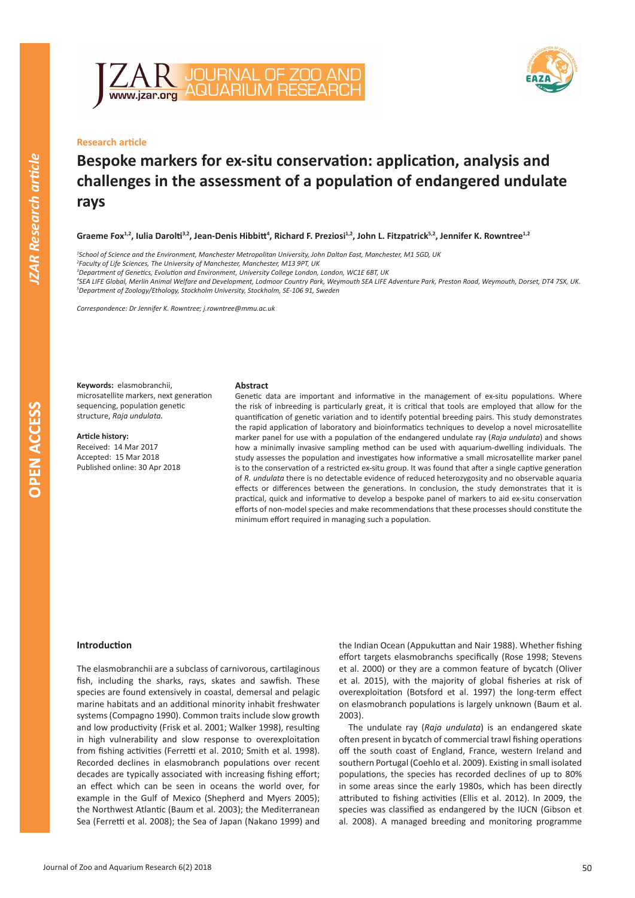Research article

# Bespoke markers for ex-situ conservation: application, analysis and challenges in the assessment of a population of endangered undulate rays

**Graeme Fox[1,2], Iulia Darolti[3,2], Jean-Denis Hibbitt[4], Richard F. Preziosi[1,2], John L. Fitzpatrick[5,2], Jennifer K. Rowntree[1,2]**

*[1]School of Science and the Environment, Manchester Metropolitan University, John Dalton East, Manchester, M1 5GD, UK*
*[2]Faculty of Life Sciences, The University of Manchester, Manchester, M13 9PT, UK*
*[3]Department of Genetics, Evolution and Environment, University College London, London, WC1E 6BT, UK*
*[4]SEA LIFE Global, Merlin Animal Welfare and Development, Lodmoor Country Park, Weymouth SEA LIFE Adventure Park, Preston Road, Weymouth, Dorset, DT4 7SX, UK.*
*[5]Department of Zoology/Ethology, Stockholm University, Stockholm, SE-106 91, Sweden*

*Correspondence: Dr Jennifer K. Rowntree; j.rowntree@mmu.ac.uk*

**Keywords:** elasmobranchii, microsatellite markers, next generation sequencing, population genetic structure, *Raja undulata.*

**Article history:**
Received: 14 Mar 2017
Accepted: 15 Mar 2018
Published online: 30 Apr 2018

**Abstract**

Genetic data are important and informative in the management of ex-situ populations. Where the risk of inbreeding is particularly great, it is critical that tools are employed that allow for the quantification of genetic variation and to identify potential breeding pairs. This study demonstrates the rapid application of laboratory and bioinformatics techniques to develop a novel microsatellite marker panel for use with a population of the endangered undulate ray (*Raja undulata*) and shows how a minimally invasive sampling method can be used with aquarium-dwelling individuals. The study assesses the population and investigates how informative a small microsatellite marker panel is to the conservation of a restricted ex-situ group. It was found that after a single captive generation of *R. undulata* there is no detectable evidence of reduced heterozygosity and no observable aquaria effects or differences between the generations. In conclusion, the study demonstrates that it is practical, quick and informative to develop a bespoke panel of markers to aid ex-situ conservation efforts of non-model species and make recommendations that these processes should constitute the minimum effort required in managing such a population.

## Introduction

The elasmobranchii are a subclass of carnivorous, cartilaginous fish, including the sharks, rays, skates and sawfish. These species are found extensively in coastal, demersal and pelagic marine habitats and an additional minority inhabit freshwater systems (Compagno 1990). Common traits include slow growth and low productivity (Frisk et al. 2001; Walker 1998), resulting in high vulnerability and slow response to overexploitation from fishing activities (Ferretti et al. 2010; Smith et al. 1998). Recorded declines in elasmobranch populations over recent decades are typically associated with increasing fishing effort; an effect which can be seen in oceans the world over, for example in the Gulf of Mexico (Shepherd and Myers 2005); the Northwest Atlantic (Baum et al. 2003); the Mediterranean Sea (Ferretti et al. 2008); the Sea of Japan (Nakano 1999) and the Indian Ocean (Appukuttan and Nair 1988). Whether fishing effort targets elasmobranchs specifically (Rose 1998; Stevens et al. 2000) or they are a common feature of bycatch (Oliver et al. 2015), with the majority of global fisheries at risk of overexploitation (Botsford et al. 1997) the long-term effect on elasmobranch populations is largely unknown (Baum et al. 2003).

The undulate ray (*Raja undulata*) is an endangered skate often present in bycatch of commercial trawl fishing operations off the south coast of England, France, western Ireland and southern Portugal (Coehlo et al. 2009). Existing in small isolated populations, the species has recorded declines of up to 80% in some areas since the early 1980s, which has been directly attributed to fishing activities (Ellis et al. 2012). In 2009, the species was classified as endangered by the IUCN (Gibson et al. 2008). A managed breeding and monitoring programme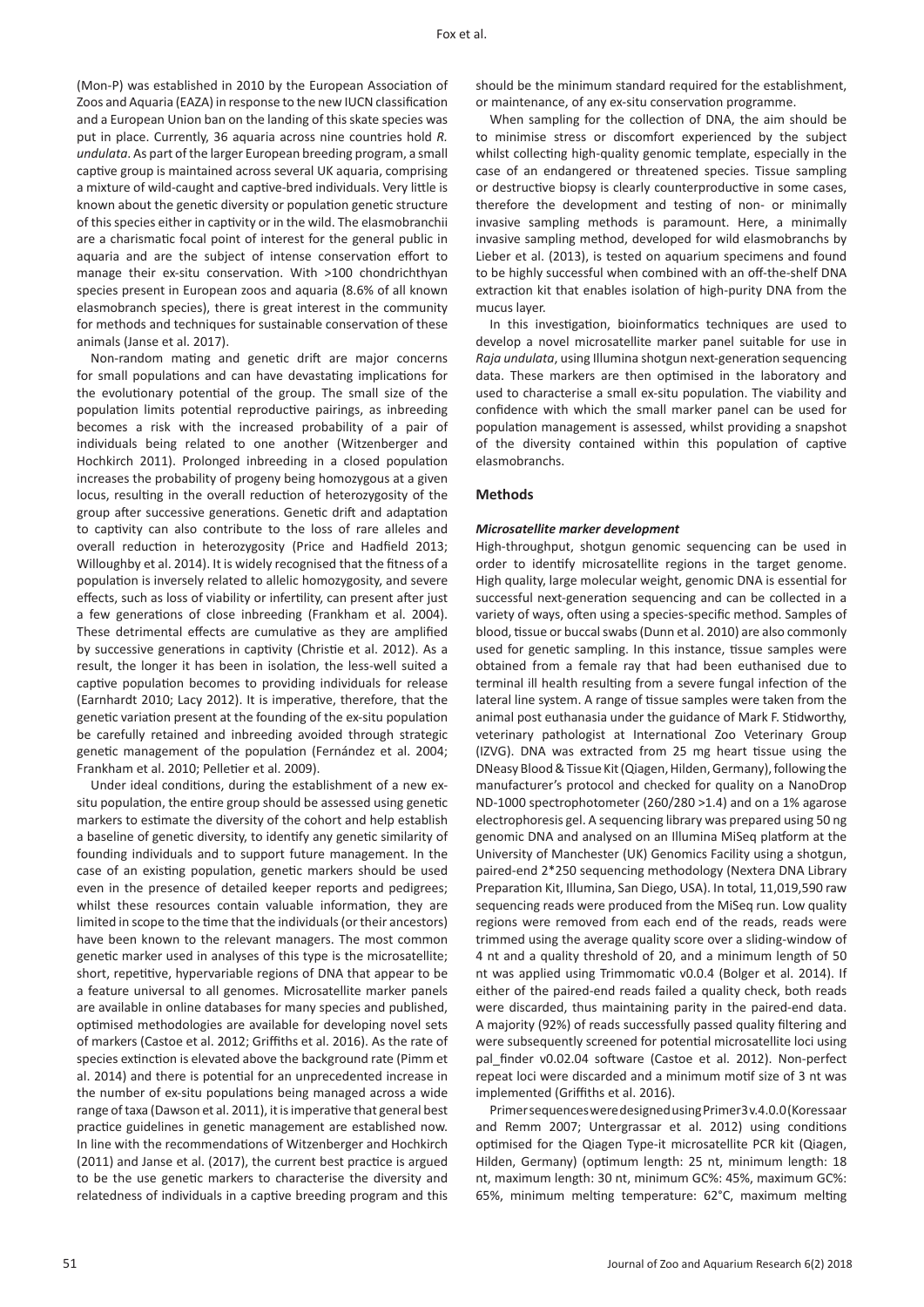(Mon-P) was established in 2010 by the European Association of Zoos and Aquaria (EAZA) in response to the new IUCN classification and a European Union ban on the landing of this skate species was put in place. Currently, 36 aquaria across nine countries hold *R. undulata*. As part of the larger European breeding program, a small captive group is maintained across several UK aquaria, comprising a mixture of wild-caught and captive-bred individuals. Very little is known about the genetic diversity or population genetic structure of this species either in captivity or in the wild. The elasmobranchii are a charismatic focal point of interest for the general public in aquaria and are the subject of intense conservation effort to manage their ex-situ conservation. With >100 chondrichthyan species present in European zoos and aquaria (8.6% of all known elasmobranch species), there is great interest in the community for methods and techniques for sustainable conservation of these animals (Janse et al. 2017).

Non-random mating and genetic drift are major concerns for small populations and can have devastating implications for the evolutionary potential of the group. The small size of the population limits potential reproductive pairings, as inbreeding becomes a risk with the increased probability of a pair of individuals being related to one another (Witzenberger and Hochkirch 2011). Prolonged inbreeding in a closed population increases the probability of progeny being homozygous at a given locus, resulting in the overall reduction of heterozygosity of the group after successive generations. Genetic drift and adaptation to captivity can also contribute to the loss of rare alleles and overall reduction in heterozygosity (Price and Hadfield 2013; Willoughby et al. 2014). It is widely recognised that the fitness of a population is inversely related to allelic homozygosity, and severe effects, such as loss of viability or infertility, can present after just a few generations of close inbreeding (Frankham et al. 2004). These detrimental effects are cumulative as they are amplified by successive generations in captivity (Christie et al. 2012). As a result, the longer it has been in isolation, the less-well suited a captive population becomes to providing individuals for release (Earnhardt 2010; Lacy 2012). It is imperative, therefore, that the genetic variation present at the founding of the ex-situ population be carefully retained and inbreeding avoided through strategic genetic management of the population (Fernández et al. 2004; Frankham et al. 2010; Pelletier et al. 2009).

Under ideal conditions, during the establishment of a new ex-situ population, the entire group should be assessed using genetic markers to estimate the diversity of the cohort and help establish a baseline of genetic diversity, to identify any genetic similarity of founding individuals and to support future management. In the case of an existing population, genetic markers should be used even in the presence of detailed keeper reports and pedigrees; whilst these resources contain valuable information, they are limited in scope to the time that the individuals (or their ancestors) have been known to the relevant managers. The most common genetic marker used in analyses of this type is the microsatellite; short, repetitive, hypervariable regions of DNA that appear to be a feature universal to all genomes. Microsatellite marker panels are available in online databases for many species and published, optimised methodologies are available for developing novel sets of markers (Castoe et al. 2012; Griffiths et al. 2016). As the rate of species extinction is elevated above the background rate (Pimm et al. 2014) and there is potential for an unprecedented increase in the number of ex-situ populations being managed across a wide range of taxa (Dawson et al. 2011), it is imperative that general best practice guidelines in genetic management are established now. In line with the recommendations of Witzenberger and Hochkirch (2011) and Janse et al. (2017), the current best practice is argued to be the use genetic markers to characterise the diversity and relatedness of individuals in a captive breeding program and this should be the minimum standard required for the establishment, or maintenance, of any ex-situ conservation programme.

When sampling for the collection of DNA, the aim should be to minimise stress or discomfort experienced by the subject whilst collecting high-quality genomic template, especially in the case of an endangered or threatened species. Tissue sampling or destructive biopsy is clearly counterproductive in some cases, therefore the development and testing of non- or minimally invasive sampling methods is paramount. Here, a minimally invasive sampling method, developed for wild elasmobranchs by Lieber et al. (2013), is tested on aquarium specimens and found to be highly successful when combined with an off-the-shelf DNA extraction kit that enables isolation of high-purity DNA from the mucus layer.

In this investigation, bioinformatics techniques are used to develop a novel microsatellite marker panel suitable for use in *Raja undulata*, using Illumina shotgun next-generation sequencing data. These markers are then optimised in the laboratory and used to characterise a small ex-situ population. The viability and confidence with which the small marker panel can be used for population management is assessed, whilst providing a snapshot of the diversity contained within this population of captive elasmobranchs.

## Methods

### *Microsatellite marker development*

High-throughput, shotgun genomic sequencing can be used in order to identify microsatellite regions in the target genome. High quality, large molecular weight, genomic DNA is essential for successful next-generation sequencing and can be collected in a variety of ways, often using a species-specific method. Samples of blood, tissue or buccal swabs (Dunn et al. 2010) are also commonly used for genetic sampling. In this instance, tissue samples were obtained from a female ray that had been euthanised due to terminal ill health resulting from a severe fungal infection of the lateral line system. A range of tissue samples were taken from the animal post euthanasia under the guidance of Mark F. Stidworthy, veterinary pathologist at International Zoo Veterinary Group (IZVG). DNA was extracted from 25 mg heart tissue using the DNeasy Blood & Tissue Kit (Qiagen, Hilden, Germany), following the manufacturer's protocol and checked for quality on a NanoDrop ND-1000 spectrophotometer (260/280 >1.4) and on a 1% agarose electrophoresis gel. A sequencing library was prepared using 50 ng genomic DNA and analysed on an Illumina MiSeq platform at the University of Manchester (UK) Genomics Facility using a shotgun, paired-end 2*250 sequencing methodology (Nextera DNA Library Preparation Kit, Illumina, San Diego, USA). In total, 11,019,590 raw sequencing reads were produced from the MiSeq run. Low quality regions were removed from each end of the reads, reads were trimmed using the average quality score over a sliding-window of 4 nt and a quality threshold of 20, and a minimum length of 50 nt was applied using Trimmomatic v0.0.4 (Bolger et al. 2014). If either of the paired-end reads failed a quality check, both reads were discarded, thus maintaining parity in the paired-end data. A majority (92%) of reads successfully passed quality filtering and were subsequently screened for potential microsatellite loci using pal_finder v0.02.04 software (Castoe et al. 2012). Non-perfect repeat loci were discarded and a minimum motif size of 3 nt was implemented (Griffiths et al. 2016).

Primer sequences were designed using Primer3 v.4.0.0 (Koressaar and Remm 2007; Untergrassar et al. 2012) using conditions optimised for the Qiagen Type-it microsatellite PCR kit (Qiagen, Hilden, Germany) (optimum length: 25 nt, minimum length: 18 nt, maximum length: 30 nt, minimum GC%: 45%, maximum GC%: 65%, minimum melting temperature: 62°C, maximum melting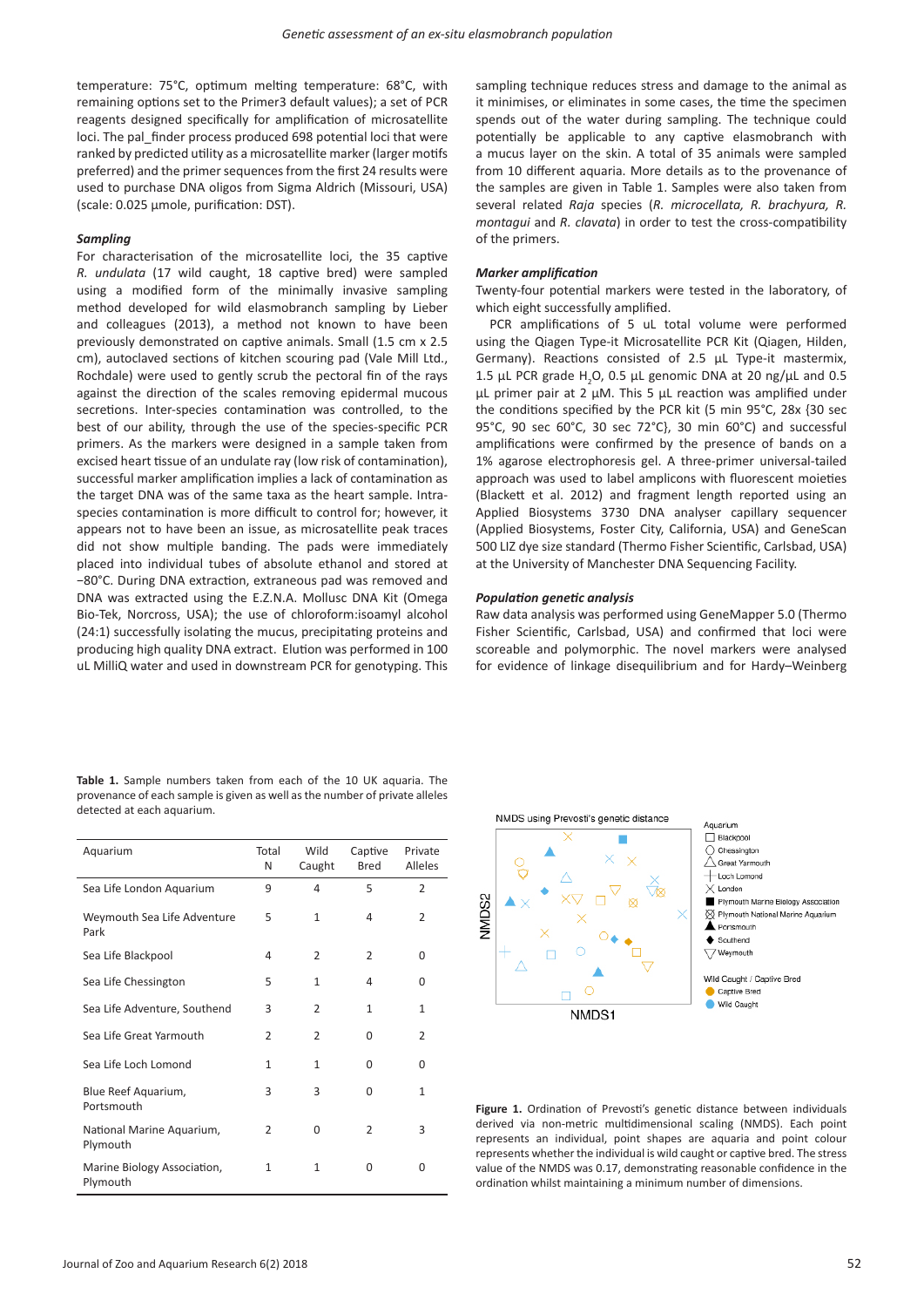temperature: 75°C, optimum melting temperature: 68°C, with remaining options set to the Primer3 default values); a set of PCR reagents designed specifically for amplification of microsatellite loci. The pal_finder process produced 698 potential loci that were ranked by predicted utility as a microsatellite marker (larger motifs preferred) and the primer sequences from the first 24 results were used to purchase DNA oligos from Sigma Aldrich (Missouri, USA) (scale: 0.025 µmole, purification: DST).

### Sampling

For characterisation of the microsatellite loci, the 35 captive *R. undulata* (17 wild caught, 18 captive bred) were sampled using a modified form of the minimally invasive sampling method developed for wild elasmobranch sampling by Lieber and colleagues (2013), a method not known to have been previously demonstrated on captive animals. Small (1.5 cm x 2.5 cm), autoclaved sections of kitchen scouring pad (Vale Mill Ltd., Rochdale) were used to gently scrub the pectoral fin of the rays against the direction of the scales removing epidermal mucous secretions. Inter-species contamination was controlled, to the best of our ability, through the use of the species-specific PCR primers. As the markers were designed in a sample taken from excised heart tissue of an undulate ray (low risk of contamination), successful marker amplification implies a lack of contamination as the target DNA was of the same taxa as the heart sample. Intra-species contamination is more difficult to control for; however, it appears not to have been an issue, as microsatellite peak traces did not show multiple banding. The pads were immediately placed into individual tubes of absolute ethanol and stored at −80°C. During DNA extraction, extraneous pad was removed and DNA was extracted using the E.Z.N.A. Mollusc DNA Kit (Omega Bio-Tek, Norcross, USA); the use of chloroform:isoamyl alcohol (24:1) successfully isolating the mucus, precipitating proteins and producing high quality DNA extract. Elution was performed in 100 uL MilliQ water and used in downstream PCR for genotyping. This sampling technique reduces stress and damage to the animal as it minimises, or eliminates in some cases, the time the specimen spends out of the water during sampling. The technique could potentially be applicable to any captive elasmobranch with a mucus layer on the skin. A total of 35 animals were sampled from 10 different aquaria. More details as to the provenance of the samples are given in Table 1. Samples were also taken from several related *Raja* species (*R. microcellata, R. brachyura, R. montagui* and *R. clavata*) in order to test the cross-compatibility of the primers.

### Marker amplification

Twenty-four potential markers were tested in the laboratory, of which eight successfully amplified.

PCR amplifications of 5 uL total volume were performed using the Qiagen Type-it Microsatellite PCR Kit (Qiagen, Hilden, Germany). Reactions consisted of 2.5 µL Type-it mastermix, 1.5 µL PCR grade $H_2O$, 0.5 µL genomic DNA at 20 ng/µL and 0.5 µL primer pair at 2 µM. This 5 µL reaction was amplified under the conditions specified by the PCR kit (5 min 95°C, 28x {30 sec 95°C, 90 sec 60°C, 30 sec 72°C}, 30 min 60°C) and successful amplifications were confirmed by the presence of bands on a 1% agarose electrophoresis gel. A three-primer universal-tailed approach was used to label amplicons with fluorescent moieties (Blackett et al. 2012) and fragment length reported using an Applied Biosystems 3730 DNA analyser capillary sequencer (Applied Biosystems, Foster City, California, USA) and GeneScan 500 LIZ dye size standard (Thermo Fisher Scientific, Carlsbad, USA) at the University of Manchester DNA Sequencing Facility.

### Population genetic analysis

Raw data analysis was performed using GeneMapper 5.0 (Thermo Fisher Scientific, Carlsbad, USA) and confirmed that loci were scoreable and polymorphic. The novel markers were analysed for evidence of linkage disequilibrium and for Hardy–Weinberg

**Table 1.** Sample numbers taken from each of the 10 UK aquaria. The provenance of each sample is given as well as the number of private alleles detected at each aquarium.

| Aquarium | Total N | Wild Caught | Captive Bred | Private Alleles |
|---|---|---|---|---|
| Sea Life London Aquarium | 9 | 4 | 5 | 2 |
| Weymouth Sea Life Adventure Park | 5 | 1 | 4 | 2 |
| Sea Life Blackpool | 4 | 2 | 2 | 0 |
| Sea Life Chessington | 5 | 1 | 4 | 0 |
| Sea Life Adventure, Southend | 3 | 2 | 1 | 1 |
| Sea Life Great Yarmouth | 2 | 2 | 0 | 2 |
| Sea Life Loch Lomond | 1 | 1 | 0 | 0 |
| Blue Reef Aquarium, Portsmouth | 3 | 3 | 0 | 1 |
| National Marine Aquarium, Plymouth | 2 | 0 | 2 | 3 |
| Marine Biology Association, Plymouth | 1 | 1 | 0 | 0 |

**Figure 1.** Ordination of Prevosti's genetic distance between individuals derived via non-metric multidimensional scaling (NMDS). Each point represents an individual, point shapes are aquaria and point colour represents whether the individual is wild caught or captive bred. The stress value of the NMDS was 0.17, demonstrating reasonable confidence in the ordination whilst maintaining a minimum number of dimensions.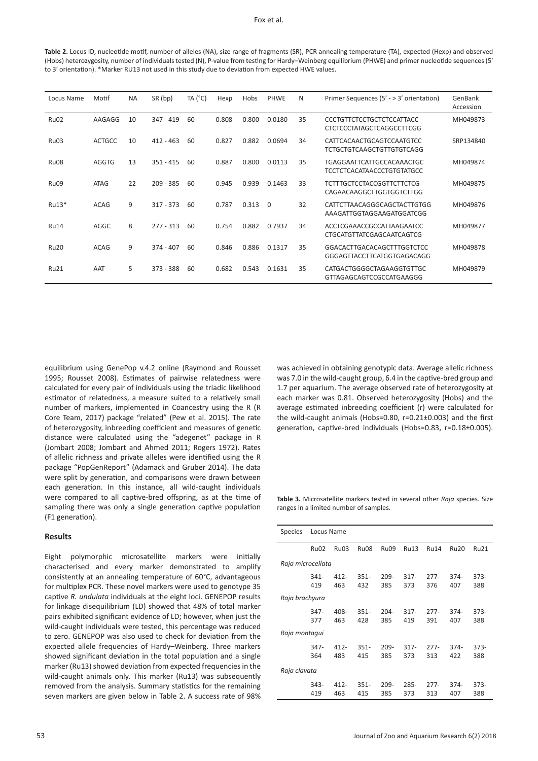**Table 2.** Locus ID, nucleotide motif, number of alleles (NA), size range of fragments (SR), PCR annealing temperature (TA), expected (Hexp) and observed (Hobs) heterozygosity, number of individuals tested (N), P-value from testing for Hardy–Weinberg equilibrium (PHWE) and primer nucleotide sequences (5' to 3' orientation). *Marker RU13 not used in this study due to deviation from expected HWE values.

| Locus Name | Motif | NA | SR (bp) | TA (°C) | Hexp | Hobs | PHWE | N | Primer Sequences (5' - > 3' orientation) | GenBank Accession |
|---|---|---|---|---|---|---|---|---|---|---|
| Ru02 | AAGAGG | 10 | 347 - 419 | 60 | 0.808 | 0.800 | 0.0180 | 35 | CCCTGTTCTCCTGCTCTCCATTACC CTCTCCCTATAGCTCAGGCCTTCGG | MH049873 |
| Ru03 | ACTGCC | 10 | 412 - 463 | 60 | 0.827 | 0.882 | 0.0694 | 34 | CATTCACAACTGCAGTCCAATGTCC TCTGCTGTCAAGCTGTTGTGTCAGG | SRP134840 |
| Ru08 | AGGTG | 13 | 351 - 415 | 60 | 0.887 | 0.800 | 0.0113 | 35 | TGAGGAATTCATTGCCACAAACTGC TCCTCTCACATAACCCTGTGTATGCC | MH049874 |
| Ru09 | ATAG | 22 | 209 - 385 | 60 | 0.945 | 0.939 | 0.1463 | 33 | TCTTTGCTCCTACCGGTTCTTCTCG CAGAACAAGGCTTGGTGGTCTTGG | MH049875 |
| Ru13* | ACAG | 9 | 317 - 373 | 60 | 0.787 | 0.313 | 0 | 32 | CATTCTTAACAGGGCAGCTACTTGTGG AAAGATTGGTAGGAAGATGGATCGG | MH049876 |
| Ru14 | AGGC | 8 | 277 - 313 | 60 | 0.754 | 0.882 | 0.7937 | 34 | ACCTCGAAACCGCCATTAAGAATCC CTGCATGTTATCGAGCAATCAGTCG | MH049877 |
| Ru20 | ACAG | 9 | 374 - 407 | 60 | 0.846 | 0.886 | 0.1317 | 35 | GGACACTTGACACAGCTTTGGTCTCC GGGAGTTACCTTCATGGTGAGACAGG | MH049878 |
| Ru21 | AAT | 5 | 373 - 388 | 60 | 0.682 | 0.543 | 0.1631 | 35 | CATGACTGGGGCTAGAAGGTGTTGC GTTAGAGCAGTCCGCCATGAAGGG | MH049879 |

equilibrium using GenePop v.4.2 online (Raymond and Rousset 1995; Rousset 2008). Estimates of pairwise relatedness were calculated for every pair of individuals using the triadic likelihood estimator of relatedness, a measure suited to a relatively small number of markers, implemented in Coancestry using the R (R Core Team, 2017) package "related" (Pew et al. 2015). The rate of heterozygosity, inbreeding coefficient and measures of genetic distance were calculated using the "adegenet" package in R (Jombart 2008; Jombart and Ahmed 2011; Rogers 1972). Rates of allelic richness and private alleles were identified using the R package "PopGenReport" (Adamack and Gruber 2014). The data were split by generation, and comparisons were drawn between each generation. In this instance, all wild-caught individuals were compared to all captive-bred offspring, as at the time of sampling there was only a single generation captive population (F1 generation).

## Results

Eight polymorphic microsatellite markers were initially characterised and every marker demonstrated to amplify consistently at an annealing temperature of 60°C, advantageous for multiplex PCR. These novel markers were used to genotype 35 captive *R. undulata* individuals at the eight loci. GENEPOP results for linkage disequilibrium (LD) showed that 48% of total marker pairs exhibited significant evidence of LD; however, when just the wild-caught individuals were tested, this percentage was reduced to zero. GENEPOP was also used to check for deviation from the expected allele frequencies of Hardy–Weinberg. Three markers showed significant deviation in the total population and a single marker (Ru13) showed deviation from expected frequencies in the wild-caught animals only. This marker (Ru13) was subsequently removed from the analysis. Summary statistics for the remaining seven markers are given below in Table 2. A success rate of 98% was achieved in obtaining genotypic data. Average allelic richness was 7.0 in the wild-caught group, 6.4 in the captive-bred group and 1.7 per aquarium. The average observed rate of heterozygosity at each marker was 0.81. Observed heterozygosity (Hobs) and the average estimated inbreeding coefficient (r) were calculated for the wild-caught animals (Hobs=0.80, r=0.21±0.003) and the first generation, captive-bred individuals (Hobs=0.83, r=0.18±0.005).

**Table 3.** Microsatellite markers tested in several other *Raja* species. Size ranges in a limited number of samples.

| Species | Ru02 | Ru03 | Ru08 | Ru09 | Ru13 | Ru14 | Ru20 | Ru21 |
|---|---|---|---|---|---|---|---|---|
| *Raja microcellata* | 341-419 | 412-463 | 351-432 | 209-385 | 317-373 | 277-376 | 374-407 | 373-388 |
| *Raja brachyura* | 347-377 | 408-463 | 351-428 | 204-385 | 317-419 | 277-391 | 374-407 | 373-388 |
| *Raja montagui* | 347-364 | 412-483 | 351-415 | 209-385 | 317-373 | 277-313 | 374-422 | 373-388 |
| *Raja clavata* | 343-419 | 412-463 | 351-415 | 209-385 | 285-373 | 277-313 | 374-407 | 373-388 |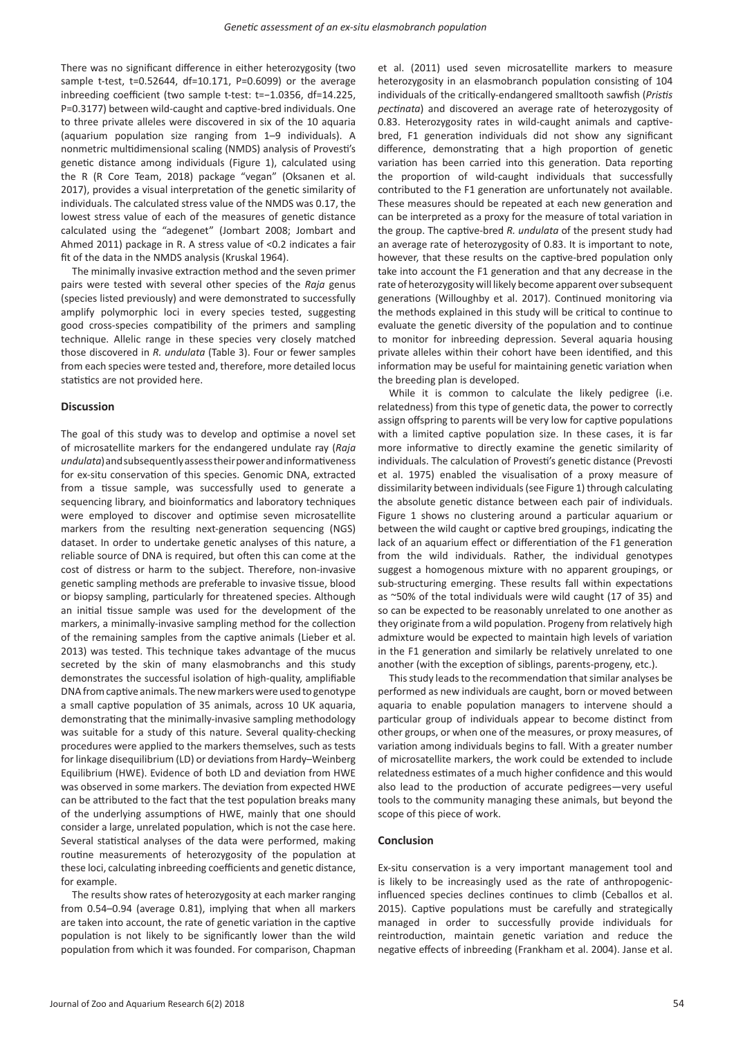There was no significant difference in either heterozygosity (two sample t-test, t=0.52644, df=10.171, P=0.6099) or the average inbreeding coefficient (two sample t-test: t=−1.0356, df=14.225, P=0.3177) between wild-caught and captive-bred individuals. One to three private alleles were discovered in six of the 10 aquaria (aquarium population size ranging from 1–9 individuals). A nonmetric multidimensional scaling (NMDS) analysis of Provesti's genetic distance among individuals (Figure 1), calculated using the R (R Core Team, 2018) package "vegan" (Oksanen et al. 2017), provides a visual interpretation of the genetic similarity of individuals. The calculated stress value of the NMDS was 0.17, the lowest stress value of each of the measures of genetic distance calculated using the "adegenet" (Jombart 2008; Jombart and Ahmed 2011) package in R. A stress value of <0.2 indicates a fair fit of the data in the NMDS analysis (Kruskal 1964).

The minimally invasive extraction method and the seven primer pairs were tested with several other species of the *Raja* genus (species listed previously) and were demonstrated to successfully amplify polymorphic loci in every species tested, suggesting good cross-species compatibility of the primers and sampling technique. Allelic range in these species very closely matched those discovered in *R. undulata* (Table 3). Four or fewer samples from each species were tested and, therefore, more detailed locus statistics are not provided here.

## Discussion

The goal of this study was to develop and optimise a novel set of microsatellite markers for the endangered undulate ray (*Raja undulata*) and subsequently assess their power and informativeness for ex-situ conservation of this species. Genomic DNA, extracted from a tissue sample, was successfully used to generate a sequencing library, and bioinformatics and laboratory techniques were employed to discover and optimise seven microsatellite markers from the resulting next-generation sequencing (NGS) dataset. In order to undertake genetic analyses of this nature, a reliable source of DNA is required, but often this can come at the cost of distress or harm to the subject. Therefore, non-invasive genetic sampling methods are preferable to invasive tissue, blood or biopsy sampling, particularly for threatened species. Although an initial tissue sample was used for the development of the markers, a minimally-invasive sampling method for the collection of the remaining samples from the captive animals (Lieber et al. 2013) was tested. This technique takes advantage of the mucus secreted by the skin of many elasmobranchs and this study demonstrates the successful isolation of high-quality, amplifiable DNA from captive animals. The new markers were used to genotype a small captive population of 35 animals, across 10 UK aquaria, demonstrating that the minimally-invasive sampling methodology was suitable for a study of this nature. Several quality-checking procedures were applied to the markers themselves, such as tests for linkage disequilibrium (LD) or deviations from Hardy–Weinberg Equilibrium (HWE). Evidence of both LD and deviation from HWE was observed in some markers. The deviation from expected HWE can be attributed to the fact that the test population breaks many of the underlying assumptions of HWE, mainly that one should consider a large, unrelated population, which is not the case here. Several statistical analyses of the data were performed, making routine measurements of heterozygosity of the population at these loci, calculating inbreeding coefficients and genetic distance, for example.

The results show rates of heterozygosity at each marker ranging from 0.54–0.94 (average 0.81), implying that when all markers are taken into account, the rate of genetic variation in the captive population is not likely to be significantly lower than the wild population from which it was founded. For comparison, Chapman et al. (2011) used seven microsatellite markers to measure heterozygosity in an elasmobranch population consisting of 104 individuals of the critically-endangered smalltooth sawfish (*Pristis pectinata*) and discovered an average rate of heterozygosity of 0.83. Heterozygosity rates in wild-caught animals and captive-bred, F1 generation individuals did not show any significant difference, demonstrating that a high proportion of genetic variation has been carried into this generation. Data reporting the proportion of wild-caught individuals that successfully contributed to the F1 generation are unfortunately not available. These measures should be repeated at each new generation and can be interpreted as a proxy for the measure of total variation in the group. The captive-bred *R. undulata* of the present study had an average rate of heterozygosity of 0.83. It is important to note, however, that these results on the captive-bred population only take into account the F1 generation and that any decrease in the rate of heterozygosity will likely become apparent over subsequent generations (Willoughby et al. 2017). Continued monitoring via the methods explained in this study will be critical to continue to evaluate the genetic diversity of the population and to continue to monitor for inbreeding depression. Several aquaria housing private alleles within their cohort have been identified, and this information may be useful for maintaining genetic variation when the breeding plan is developed.

While it is common to calculate the likely pedigree (i.e. relatedness) from this type of genetic data, the power to correctly assign offspring to parents will be very low for captive populations with a limited captive population size. In these cases, it is far more informative to directly examine the genetic similarity of individuals. The calculation of Provesti's genetic distance (Prevosti et al. 1975) enabled the visualisation of a proxy measure of dissimilarity between individuals (see Figure 1) through calculating the absolute genetic distance between each pair of individuals. Figure 1 shows no clustering around a particular aquarium or between the wild caught or captive bred groupings, indicating the lack of an aquarium effect or differentiation of the F1 generation from the wild individuals. Rather, the individual genotypes suggest a homogenous mixture with no apparent groupings, or sub-structuring emerging. These results fall within expectations as ~50% of the total individuals were wild caught (17 of 35) and so can be expected to be reasonably unrelated to one another as they originate from a wild population. Progeny from relatively high admixture would be expected to maintain high levels of variation in the F1 generation and similarly be relatively unrelated to one another (with the exception of siblings, parents-progeny, etc.).

This study leads to the recommendation that similar analyses be performed as new individuals are caught, born or moved between aquaria to enable population managers to intervene should a particular group of individuals appear to become distinct from other groups, or when one of the measures, or proxy measures, of variation among individuals begins to fall. With a greater number of microsatellite markers, the work could be extended to include relatedness estimates of a much higher confidence and this would also lead to the production of accurate pedigrees—very useful tools to the community managing these animals, but beyond the scope of this piece of work.

## Conclusion

Ex-situ conservation is a very important management tool and is likely to be increasingly used as the rate of anthropogenic-influenced species declines continues to climb (Ceballos et al. 2015). Captive populations must be carefully and strategically managed in order to successfully provide individuals for reintroduction, maintain genetic variation and reduce the negative effects of inbreeding (Frankham et al. 2004). Janse et al.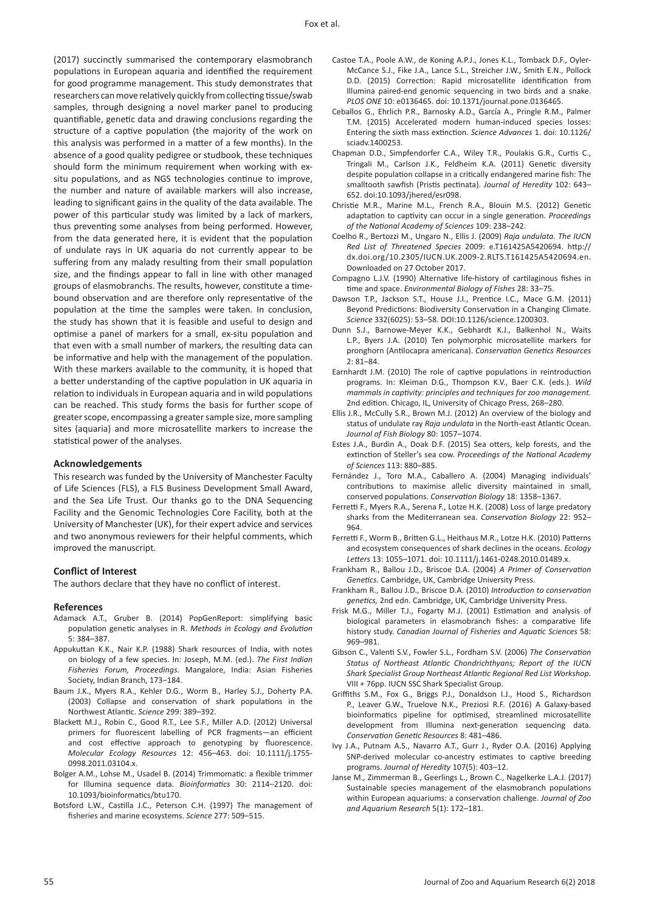(2017) succinctly summarised the contemporary elasmobranch populations in European aquaria and identified the requirement for good programme management. This study demonstrates that researchers can move relatively quickly from collecting tissue/swab samples, through designing a novel marker panel to producing quantifiable, genetic data and drawing conclusions regarding the structure of a captive population (the majority of the work on this analysis was performed in a matter of a few months). In the absence of a good quality pedigree or studbook, these techniques should form the minimum requirement when working with ex-situ populations, and as NGS technologies continue to improve, the number and nature of available markers will also increase, leading to significant gains in the quality of the data available. The power of this particular study was limited by a lack of markers, thus preventing some analyses from being performed. However, from the data generated here, it is evident that the population of undulate rays in UK aquaria do not currently appear to be suffering from any malady resulting from their small population size, and the findings appear to fall in line with other managed groups of elasmobranchs. The results, however, constitute a time-bound observation and are therefore only representative of the population at the time the samples were taken. In conclusion, the study has shown that it is feasible and useful to design and optimise a panel of markers for a small, ex-situ population and that even with a small number of markers, the resulting data can be informative and help with the management of the population. With these markers available to the community, it is hoped that a better understanding of the captive population in UK aquaria in relation to individuals in European aquaria and in wild populations can be reached. This study forms the basis for further scope of greater scope, encompassing a greater sample size, more sampling sites (aquaria) and more microsatellite markers to increase the statistical power of the analyses.

### Acknowledgements

This research was funded by the University of Manchester Faculty of Life Sciences (FLS), a FLS Business Development Small Award, and the Sea Life Trust. Our thanks go to the DNA Sequencing Facility and the Genomic Technologies Core Facility, both at the University of Manchester (UK), for their expert advice and services and two anonymous reviewers for their helpful comments, which improved the manuscript.

### Conflict of Interest

The authors declare that they have no conflict of interest.

### References

Adamack A.T., Gruber B. (2014) PopGenReport: simplifying basic population genetic analyses in R. *Methods in Ecology and Evolution* 5: 384–387.

Appukuttan K.K., Nair K.P. (1988) Shark resources of India, with notes on biology of a few species. In: Joseph, M.M. (ed.). *The First Indian Fisheries Forum, Proceedings*. Mangalore, India: Asian Fisheries Society, Indian Branch, 173–184.

Baum J.K., Myers R.A., Kehler D.G., Worm B., Harley S.J., Doherty P.A. (2003) Collapse and conservation of shark populations in the Northwest Atlantic. *Science* 299: 389–392.

Blackett M.J., Robin C., Good R.T., Lee S.F., Miller A.D. (2012) Universal primers for fluorescent labelling of PCR fragments—an efficient and cost effective approach to genotyping by fluorescence. *Molecular Ecology Resources* 12: 456–463. doi: 10.1111/j.1755-0998.2011.03104.x.

Bolger A.M., Lohse M., Usadel B. (2014) Trimmomatic: a flexible trimmer for Illumina sequence data. *Bioinformatics* 30: 2114–2120. doi: 10.1093/bioinformatics/btu170.

Botsford L.W., Castilla J.C., Peterson C.H. (1997) The management of fisheries and marine ecosystems. *Science* 277: 509–515.

Castoe T.A., Poole A.W., de Koning A.P.J., Jones K.L., Tomback D.F., Oyler-McCance S.J., Fike J.A., Lance S.L., Streicher J.W., Smith E.N., Pollock D.D. (2015) Correction: Rapid microsatellite identification from Illumina paired-end genomic sequencing in two birds and a snake. *PLOS ONE* 10: e0136465. doi: 10.1371/journal.pone.0136465.

Ceballos G., Ehrlich P.R., Barnosky A.D., García A., Pringle R.M., Palmer T.M. (2015) Accelerated modern human-induced species losses: Entering the sixth mass extinction. *Science Advances* 1. doi: 10.1126/sciadv.1400253.

Chapman D.D., Simpfendorfer C.A., Wiley T.R., Poulakis G.R., Curtis C., Tringali M., Carlson J.K., Feldheim K.A. (2011) Genetic diversity despite population collapse in a critically endangered marine fish: The smalltooth sawfish (Pristis pectinata). *Journal of Heredity* 102: 643–652. doi:10.1093/jhered/esr098.

Christie M.R., Marine M.L., French R.A., Blouin M.S. (2012) Genetic adaptation to captivity can occur in a single generation. *Proceedings of the National Academy of Sciences* 109: 238–242.

Coelho R., Bertozzi M., Ungaro N., Ellis J. (2009) *Raja undulata. The IUCN Red List of Threatened Species* 2009: e.T161425A5420694. http://dx.doi.org/10.2305/IUCN.UK.2009-2.RLTS.T161425A5420694.en. Downloaded on 27 October 2017.

Compagno L.J.V. (1990) Alternative life-history of cartilaginous fishes in time and space. *Environmental Biology of Fishes* 28: 33–75.

Dawson T.P., Jackson S.T., House J.I., Prentice I.C., Mace G.M. (2011) Beyond Predictions: Biodiversity Conservation in a Changing Climate. *Science* 332(6025): 53–58. DOI:10.1126/science.1200303.

Dunn S.J., Barnowe-Meyer K.K., Gebhardt K.J., Balkenhol N., Waits L.P., Byers J.A. (2010) Ten polymorphic microsatellite markers for pronghorn (Antilocapra americana). *Conservation Genetics Resources* 2: 81–84.

Earnhardt J.M. (2010) The role of captive populations in reintroduction programs. In: Kleiman D.G., Thompson K.V., Baer C.K. (eds.). *Wild mammals in captivity: principles and techniques for zoo management.* 2nd edition. Chicago, IL, University of Chicago Press, 268–280.

Ellis J.R., McCully S.R., Brown M.J. (2012) An overview of the biology and status of undulate ray *Raja undulata* in the North-east Atlantic Ocean. *Journal of Fish Biology* 80: 1057–1074.

Estes J.A., Burdin A., Doak D.F. (2015) Sea otters, kelp forests, and the extinction of Steller's sea cow. *Proceedings of the National Academy of Sciences* 113: 880–885.

Fernández J., Toro M.A., Caballero A. (2004) Managing individuals' contributions to maximise allelic diversity maintained in small, conserved populations. *Conservation Biology* 18: 1358–1367.

Ferretti F., Myers R.A., Serena F., Lotze H.K. (2008) Loss of large predatory sharks from the Mediterranean sea. *Conservation Biology* 22: 952–964.

Ferretti F., Worm B., Britten G.L., Heithaus M.R., Lotze H.K. (2010) Patterns and ecosystem consequences of shark declines in the oceans. *Ecology Letters* 13: 1055–1071. doi: 10.1111/j.1461-0248.2010.01489.x.

Frankham R., Ballou J.D., Briscoe D.A. (2004) *A Primer of Conservation Genetics*. Cambridge, UK, Cambridge University Press.

Frankham R., Ballou J.D., Briscoe D.A. (2010) *Introduction to conservation genetics,* 2nd edn. Cambridge, UK, Cambridge University Press.

Frisk M.G., Miller T.J., Fogarty M.J. (2001) Estimation and analysis of biological parameters in elasmobranch fishes: a comparative life history study. *Canadian Journal of Fisheries and Aquatic Sciences* 58: 969–981.

Gibson C., Valenti S.V., Fowler S.L., Fordham S.V. (2006) *The Conservation Status of Northeast Atlantic Chondrichthyans; Report of the IUCN Shark Specialist Group Northeast Atlantic Regional Red List Workshop.* VIII + 76pp. IUCN SSC Shark Specialist Group.

Griffiths S.M., Fox G., Briggs P.J., Donaldson I.J., Hood S., Richardson P., Leaver G.W., Truelove N.K., Preziosi R.F. (2016) A Galaxy-based bioinformatics pipeline for optimised, streamlined microsatellite development from Illumina next-generation sequencing data. *Conservation Genetic Resources* 8: 481–486.

Ivy J.A., Putnam A.S., Navarro A.T., Gurr J., Ryder O.A. (2016) Applying SNP-derived molecular co-ancestry estimates to captive breeding programs. *Journal of Heredity* 107(5): 403–12.

Janse M., Zimmerman B., Geerlings L., Brown C., Nagelkerke L.A.J. (2017) Sustainable species management of the elasmobranch populations within European aquariums: a conservation challenge. *Journal of Zoo and Aquarium Research* 5(1): 172–181.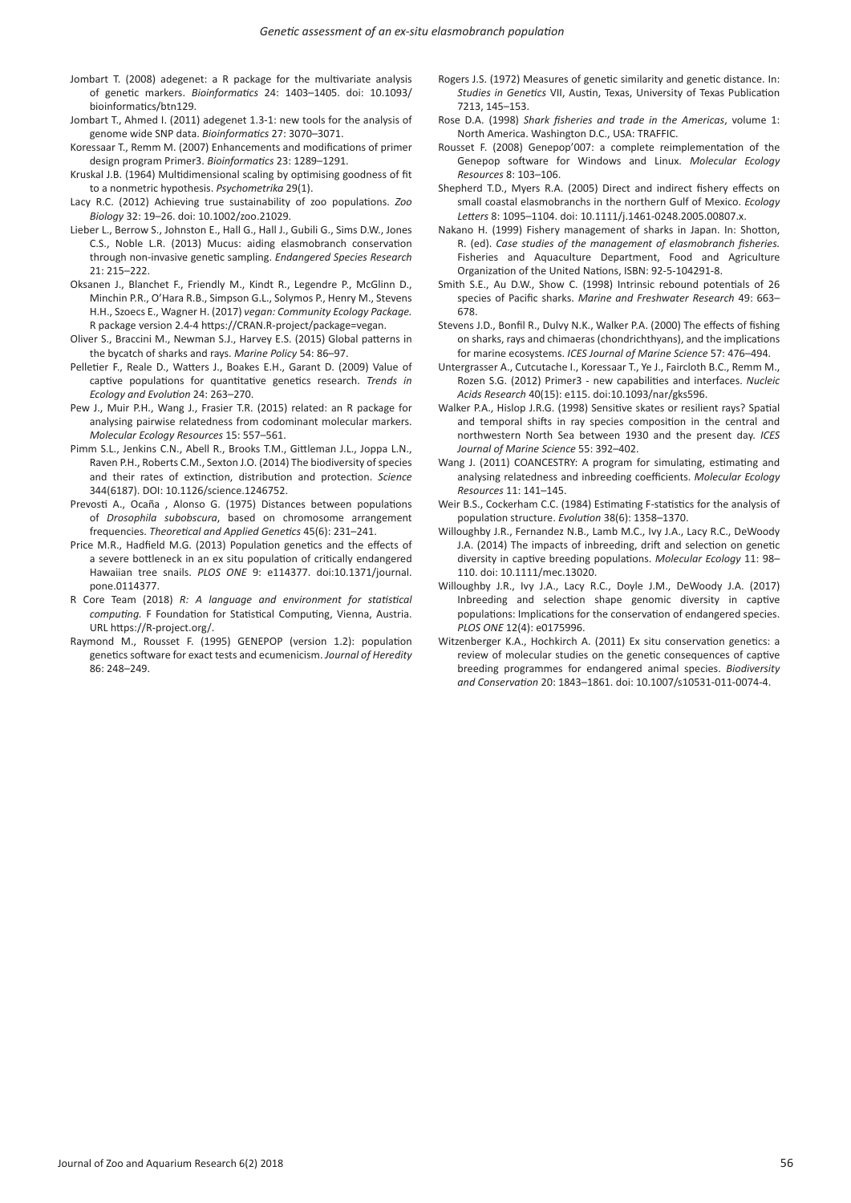Jombart T. (2008) adegenet: a R package for the multivariate analysis of genetic markers. *Bioinformatics* 24: 1403–1405. doi: 10.1093/bioinformatics/btn129.

Jombart T., Ahmed I. (2011) adegenet 1.3-1: new tools for the analysis of genome wide SNP data. *Bioinformatics* 27: 3070–3071.

Koressaar T., Remm M. (2007) Enhancements and modifications of primer design program Primer3. *Bioinformatics* 23: 1289–1291.

Kruskal J.B. (1964) Multidimensional scaling by optimising goodness of fit to a nonmetric hypothesis. *Psychometrika* 29(1).

Lacy R.C. (2012) Achieving true sustainability of zoo populations. *Zoo Biology* 32: 19–26. doi: 10.1002/zoo.21029.

Lieber L., Berrow S., Johnston E., Hall G., Hall J., Gubili G., Sims D.W., Jones C.S., Noble L.R. (2013) Mucus: aiding elasmobranch conservation through non-invasive genetic sampling. *Endangered Species Research* 21: 215–222.

Oksanen J., Blanchet F., Friendly M., Kindt R., Legendre P., McGlinn D., Minchin P.R., O'Hara R.B., Simpson G.L., Solymos P., Henry M., Stevens H.H., Szoecs E., Wagner H. (2017) *vegan: Community Ecology Package.* R package version 2.4-4 https://CRAN.R-project/package=vegan.

Oliver S., Braccini M., Newman S.J., Harvey E.S. (2015) Global patterns in the bycatch of sharks and rays. *Marine Policy* 54: 86–97.

Pelletier F., Reale D., Watters J., Boakes E.H., Garant D. (2009) Value of captive populations for quantitative genetics research. *Trends in Ecology and Evolution* 24: 263–270.

Pew J., Muir P.H., Wang J., Frasier T.R. (2015) related: an R package for analysing pairwise relatedness from codominant molecular markers. *Molecular Ecology Resources* 15: 557–561.

Pimm S.L., Jenkins C.N., Abell R., Brooks T.M., Gittleman J.L., Joppa L.N., Raven P.H., Roberts C.M., Sexton J.O. (2014) The biodiversity of species and their rates of extinction, distribution and protection. *Science* 344(6187). DOI: 10.1126/science.1246752.

Prevosti A., Ocaña , Alonso G. (1975) Distances between populations of *Drosophila subobscura*, based on chromosome arrangement frequencies. *Theoretical and Applied Genetics* 45(6): 231–241.

Price M.R., Hadfield M.G. (2013) Population genetics and the effects of a severe bottleneck in an ex situ population of critically endangered Hawaiian tree snails. *PLOS ONE* 9: e114377. doi:10.1371/journal.pone.0114377.

R Core Team (2018) *R: A language and environment for statistical computing.* F Foundation for Statistical Computing, Vienna, Austria. URL https://R-project.org/.

Raymond M., Rousset F. (1995) GENEPOP (version 1.2): population genetics software for exact tests and ecumenicism. *Journal of Heredity* 86: 248–249.

Rogers J.S. (1972) Measures of genetic similarity and genetic distance. In: *Studies in Genetics* VII, Austin, Texas, University of Texas Publication 7213, 145–153.

Rose D.A. (1998) *Shark fisheries and trade in the Americas*, volume 1: North America. Washington D.C., USA: TRAFFIC.

Rousset F. (2008) Genepop'007: a complete reimplementation of the Genepop software for Windows and Linux. *Molecular Ecology Resources* 8: 103–106.

Shepherd T.D., Myers R.A. (2005) Direct and indirect fishery effects on small coastal elasmobranchs in the northern Gulf of Mexico. *Ecology Letters* 8: 1095–1104. doi: 10.1111/j.1461-0248.2005.00807.x.

Nakano H. (1999) Fishery management of sharks in Japan. In: Shotton, R. (ed). *Case studies of the management of elasmobranch fisheries.* Fisheries and Aquaculture Department, Food and Agriculture Organization of the United Nations, ISBN: 92-5-104291-8.

Smith S.E., Au D.W., Show C. (1998) Intrinsic rebound potentials of 26 species of Pacific sharks. *Marine and Freshwater Research* 49: 663–678.

Stevens J.D., Bonfil R., Dulvy N.K., Walker P.A. (2000) The effects of fishing on sharks, rays and chimaeras (chondrichthyans), and the implications for marine ecosystems. *ICES Journal of Marine Science* 57: 476–494.

Untergrasser A., Cutcutache I., Koressaar T., Ye J., Faircloth B.C., Remm M., Rozen S.G. (2012) Primer3 - new capabilities and interfaces. *Nucleic Acids Research* 40(15): e115. doi:10.1093/nar/gks596.

Walker P.A., Hislop J.R.G. (1998) Sensitive skates or resilient rays? Spatial and temporal shifts in ray species composition in the central and northwestern North Sea between 1930 and the present day. *ICES Journal of Marine Science* 55: 392–402.

Wang J. (2011) COANCESTRY: A program for simulating, estimating and analysing relatedness and inbreeding coefficients. *Molecular Ecology Resources* 11: 141–145.

Weir B.S., Cockerham C.C. (1984) Estimating F-statistics for the analysis of population structure. *Evolution* 38(6): 1358–1370.

Willoughby J.R., Fernandez N.B., Lamb M.C., Ivy J.A., Lacy R.C., DeWoody J.A. (2014) The impacts of inbreeding, drift and selection on genetic diversity in captive breeding populations. *Molecular Ecology* 11: 98–110. doi: 10.1111/mec.13020.

Willoughby J.R., Ivy J.A., Lacy R.C., Doyle J.M., DeWoody J.A. (2017) Inbreeding and selection shape genomic diversity in captive populations: Implications for the conservation of endangered species. *PLOS ONE* 12(4): e0175996.

Witzenberger K.A., Hochkirch A. (2011) Ex situ conservation genetics: a review of molecular studies on the genetic consequences of captive breeding programmes for endangered animal species. *Biodiversity and Conservation* 20: 1843–1861. doi: 10.1007/s10531-011-0074-4.